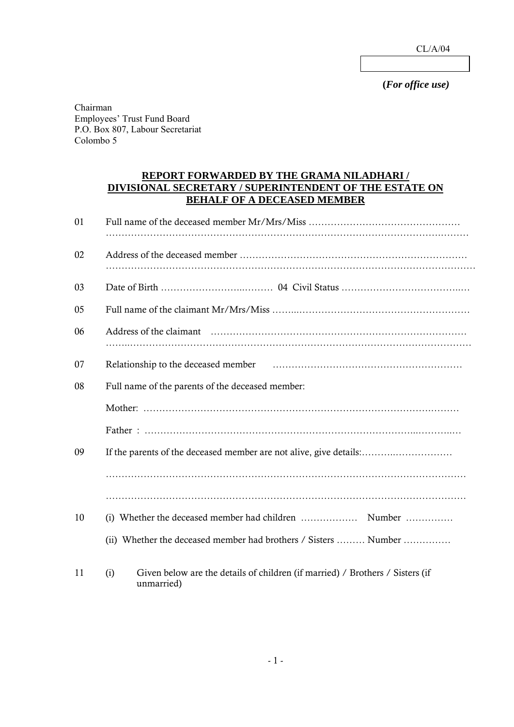CL/A/04

| |
|---|
| |

**(*For office use)***

Chairman
Employees' Trust Fund Board
P.O. Box 807, Labour Secretariat
Colombo 5

## REPORT FORWARDED BY THE GRAMA NILADHARI / DIVISIONAL SECRETARY / SUPERINTENDENT OF THE ESTATE ON BEHALF OF A DECEASED MEMBER

01 Full name of the deceased member Mr/Mrs/Miss …………………………………………
……………………………………………………………………………………………………

02 Address of the deceased member ……………………………………………………………
……………………………………………………………………………………………………

03 Date of Birth ……………………..……… 04 Civil Status ……………………………..…

05 Full name of the claimant Mr/Mrs/Miss ……..………………………………………………

06 Address of the claimant ……………………………………………………………………
……..…………………………………………………………………………………………

07 Relationship to the deceased member ……………………………………………………

08 Full name of the parents of the deceased member:

Mother: ………………………………………………………………………………………

Father : ……………………………………………………………………..………..…

09 If the parents of the deceased member are not alive, give details:………..………………

……………………………………………………………………………………………………

……………………………………………………………………………………………………

10 (i) Whether the deceased member had children ……………… Number ……………

(ii) Whether the deceased member had brothers / Sisters ……… Number ……………

11 (i) Given below are the details of children (if married) / Brothers / Sisters (if unmarried)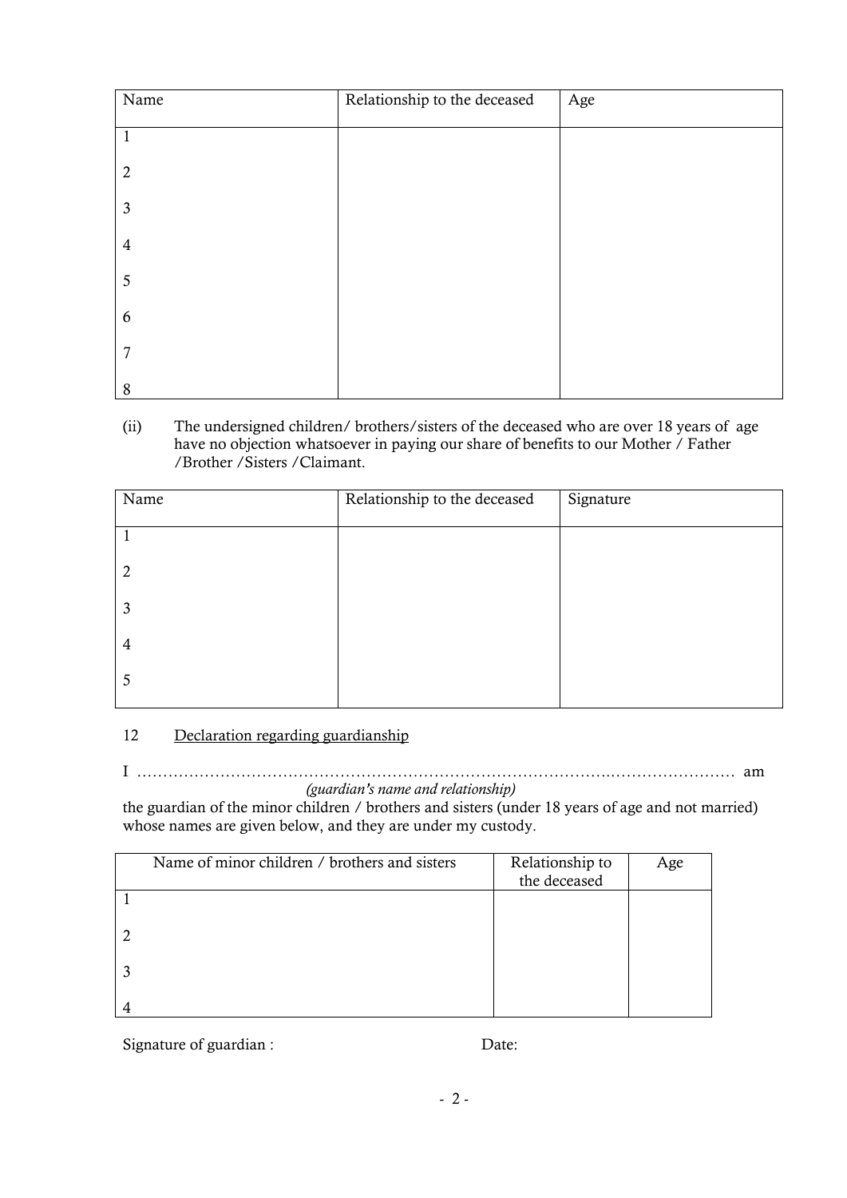| Name | Relationship to the deceased | Age |
|---|---|---|
| 1 | | |
| 2 | | |
| 3 | | |
| 4 | | |
| 5 | | |
| 6 | | |
| 7 | | |
| 8 | | |

(ii) The undersigned children/ brothers/sisters of the deceased who are over 18 years of age have no objection whatsoever in paying our share of benefits to our Mother / Father /Brother /Sisters /Claimant.

| Name | Relationship to the deceased | Signature |
|---|---|---|
| 1 | | |
| 2 | | |
| 3 | | |
| 4 | | |
| 5 | | |

12 Declaration regarding guardianship

I ………………………………………………………………………………………………… am
*(guardian's name and relationship)*
the guardian of the minor children / brothers and sisters (under 18 years of age and not married) whose names are given below, and they are under my custody.

| Name of minor children / brothers and sisters | Relationship to the deceased | Age |
|---|---|---|
| 1 | | |
| 2 | | |
| 3 | | |
| 4 | | |

Signature of guardian : Date: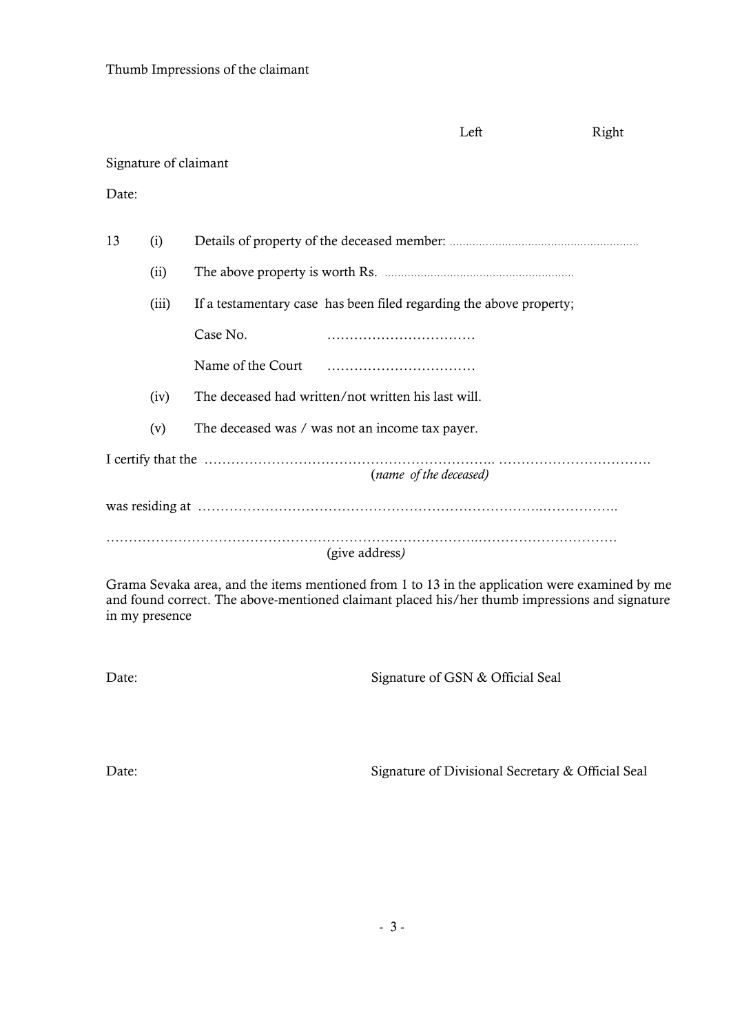Thumb Impressions of the claimant

Left Right

Signature of claimant

Date:

13 (i) Details of property of the deceased member: ...........................................................

(ii) The above property is worth Rs. ...........................................................

(iii) If a testamentary case has been filed regarding the above property;

Case No. ................................

Name of the Court ................................

(iv) The deceased had written/not written his last will.

(v) The deceased was / was not an income tax payer.

I certify that the ............................................................ ................................
(*name of the deceased)*

was residing at .............................................................................................

.............................................................................................................................
(give address*)*

Grama Sevaka area, and the items mentioned from 1 to 13 in the application were examined by me and found correct. The above-mentioned claimant placed his/her thumb impressions and signature in my presence

Date: Signature of GSN & Official Seal

Date: Signature of Divisional Secretary & Official Seal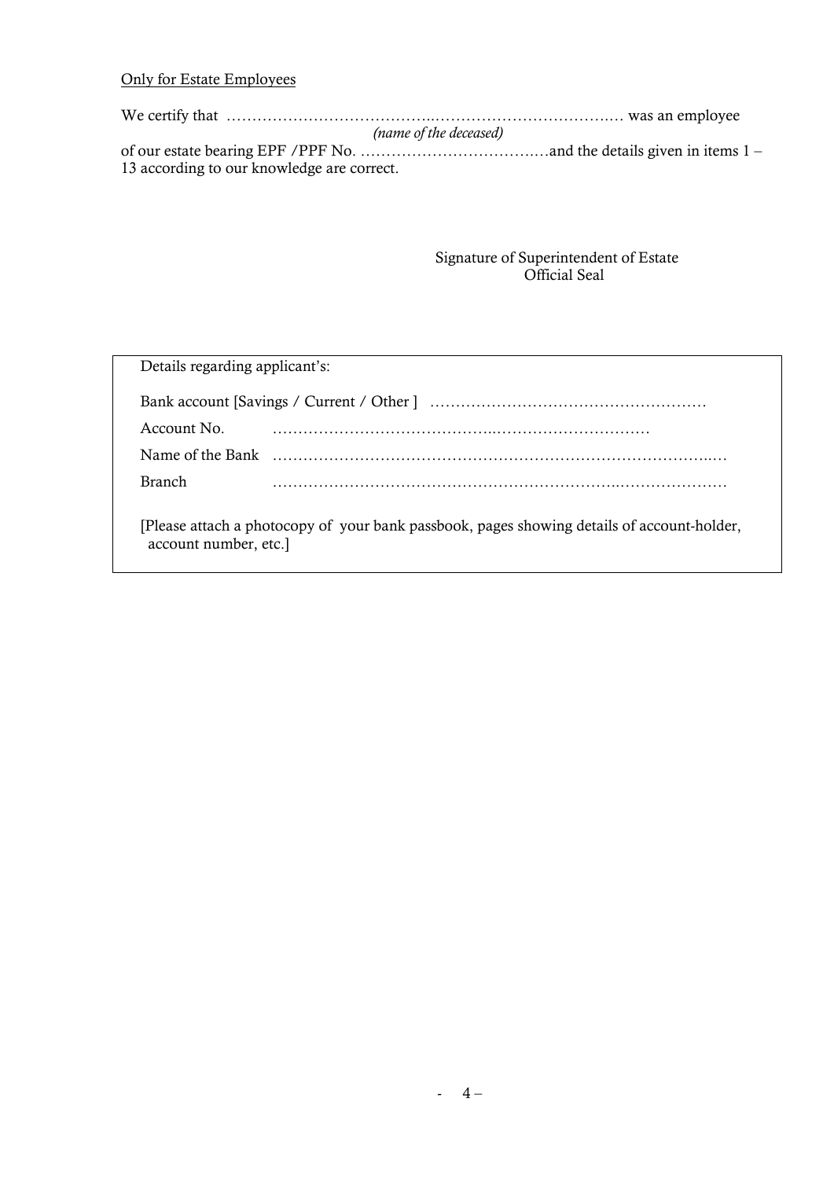<u>Only for Estate Employees</u>

We certify that …………………………………..……………………………….… was an employee
*(name of the deceased)*
of our estate bearing EPF /PPF No. ……………………………..…and the details given in items 1 – 13 according to our knowledge are correct.

Signature of Superintendent of Estate
Official Seal

Details regarding applicant's:

Bank account [Savings / Current / Other ] ………………………………………………

Account No. …………………………………..…………………………

Name of the Bank ………………………………………………………………………..…

Branch …………………………………………………………..…………………

[Please attach a photocopy of your bank passbook, pages showing details of account-holder, account number, etc.]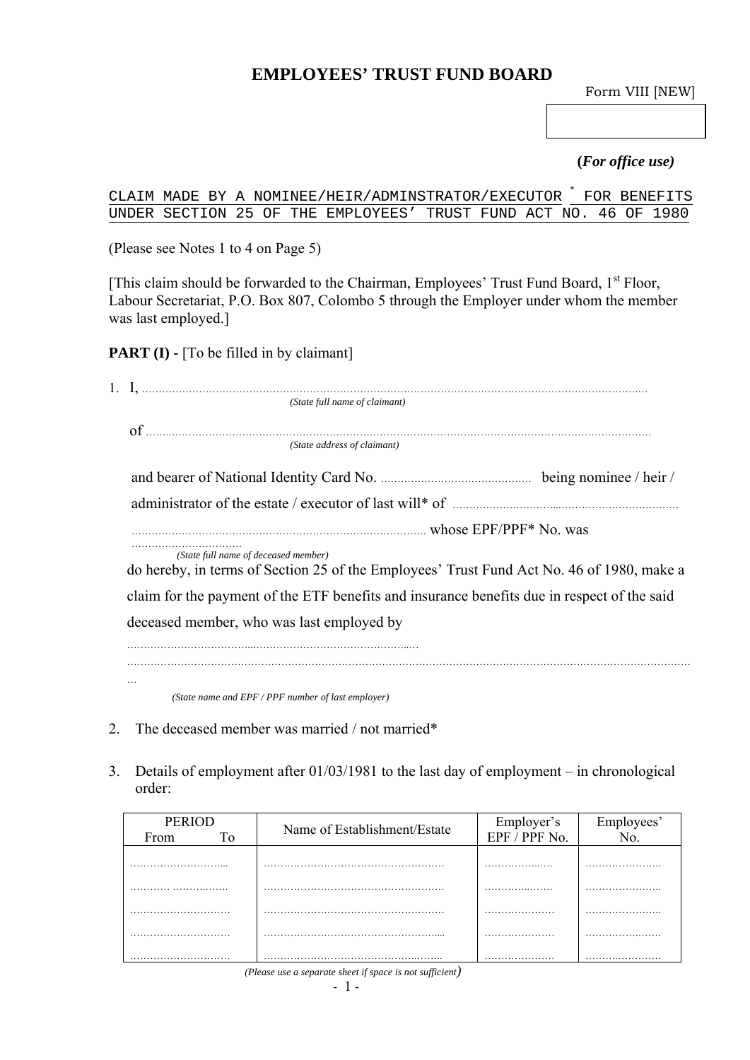# EMPLOYEES' TRUST FUND BOARD

Form VIII [NEW]

**(*For office use)***

CLAIM MADE BY A NOMINEE/HEIR/ADMINSTRATOR/EXECUTOR * FOR BENEFITS UNDER SECTION 25 OF THE EMPLOYEES' TRUST FUND ACT NO. 46 OF 1980

(Please see Notes 1 to 4 on Page 5)

[This claim should be forwarded to the Chairman, Employees' Trust Fund Board, 1st Floor, Labour Secretariat, P.O. Box 807, Colombo 5 through the Employer under whom the member was last employed.]

**PART (I)** - [To be filled in by claimant]

1. I, ..........................................................................................................................................
*(State full name of claimant)*

   of ..........................................................................................................................................
   *(State address of claimant)*

   and bearer of National Identity Card No. ............................................ being nominee / heir / administrator of the estate / executor of last will* of .................................................................. ........................................................................................ whose EPF/PPF* No. was ................................
   *(State full name of deceased member)*

   do hereby, in terms of Section 25 of the Employees' Trust Fund Act No. 46 of 1980, make a claim for the payment of the ETF benefits and insurance benefits due in respect of the said deceased member, who was last employed by

   ..........................................................................................
   ..........................................................................................................................................
   *(State name and EPF / PPF number of last employer)*

2. The deceased member was married / not married*

3. Details of employment after 01/03/1981 to the last day of employment – in chronological order:

| PERIOD From To | Name of Establishment/Estate | Employer's EPF / PPF No. | Employees' No. |
|---|---|---|---|
| ............................ | .................................................. | .................... | ...................... |
| ............ ................ | .................................................. | .................... | ...................... |
| ............................ | .................................................. | .................... | ...................... |
| ............................ | .................................................. | .................... | ...................... |
| ............................ | .................................................. | .................... | ...................... |

*(Please use a separate sheet if space is not sufficient)*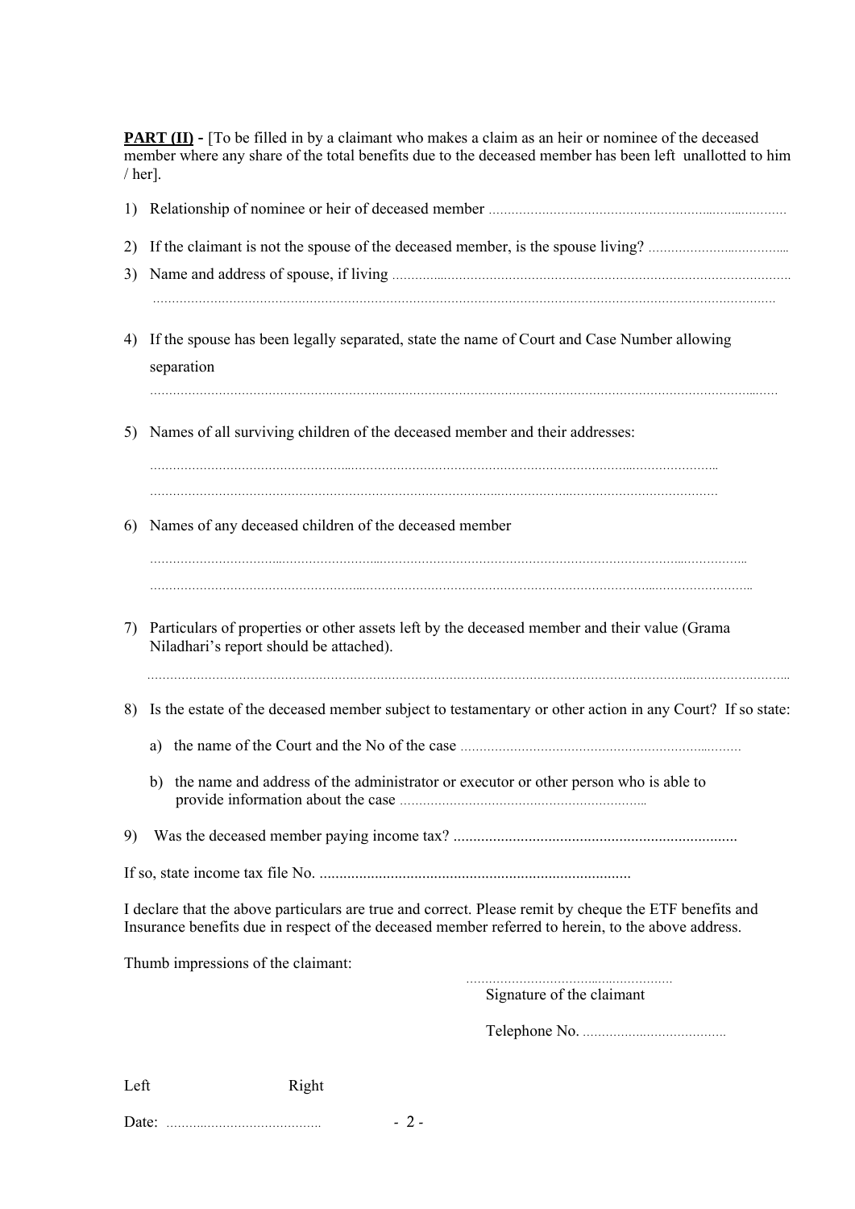**PART (II)** - [To be filled in by a claimant who makes a claim as an heir or nominee of the deceased member where any share of the total benefits due to the deceased member has been left unallotted to him / her].

1) Relationship of nominee or heir of deceased member ……………………………………………………………

2) If the claimant is not the spouse of the deceased member, is the spouse living? ………………………………

3) Name and address of spouse, if living ……………………………………………………………………………

   ……………………………………………………………………………………………………………………

4) If the spouse has been legally separated, state the name of Court and Case Number allowing separation

   ……………………………………………………………………………………………………………………

5) Names of all surviving children of the deceased member and their addresses:

   ……………………………………………………………………………………………………………………

   ……………………………………………………………………………………………………………………

6) Names of any deceased children of the deceased member

   ……………………………………………………………………………………………………………………

   ……………………………………………………………………………………………………………………

7) Particulars of properties or other assets left by the deceased member and their value (Grama Niladhari's report should be attached).

   ……………………………………………………………………………………………………………………

8) Is the estate of the deceased member subject to testamentary or other action in any Court? If so state:

   a) the name of the Court and the No of the case ……………………………………………………

   b) the name and address of the administrator or executor or other person who is able to provide information about the case ……………………………………………………

9) Was the deceased member paying income tax? ………………………………………………………

If so, state income tax file No. ……………………………………………………………

I declare that the above particulars are true and correct. Please remit by cheque the ETF benefits and Insurance benefits due in respect of the deceased member referred to herein, to the above address.

Thumb impressions of the claimant:

……………………………………………
Signature of the claimant

Telephone No. ………………………………

Left Right

Date: ……………………………………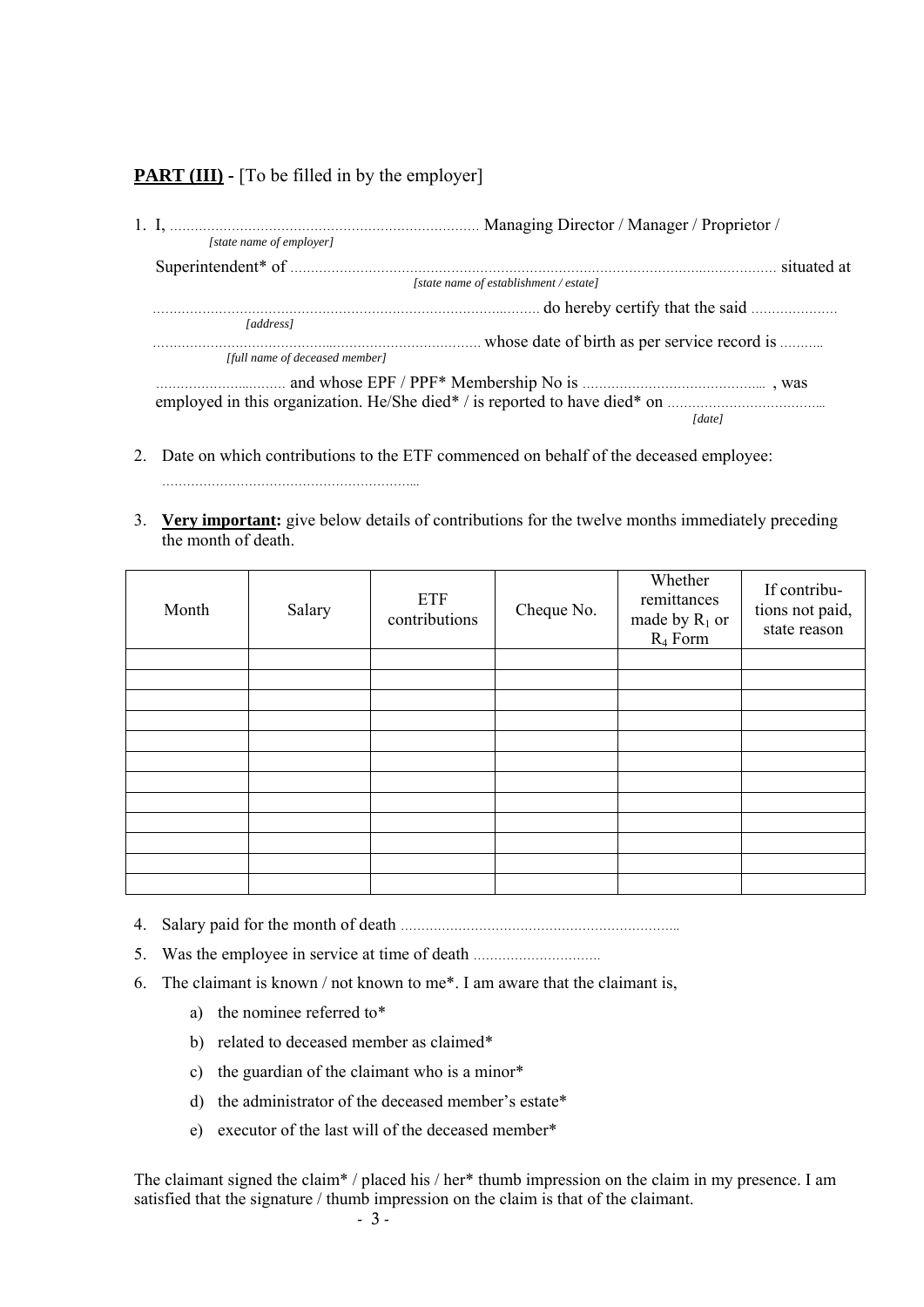**PART (III)** - [To be filled in by the employer]

1. I, .......................................................................... Managing Director / Manager / Proprietor /
   *[state name of employer]*

   Superintendent* of .................................................................................................................... situated at
   *[state name of establishment / estate]*

   ............................................................................................. do hereby certify that the said ....................
   *[address]*

   ............................................................................ whose date of birth as per service record is ..........
   *[full name of deceased member]*

   ................................ and whose EPF / PPF* Membership No is ........................................... , was employed in this organization. He/She died* / is reported to have died* on ......................................
   *[date]*

2. Date on which contributions to the ETF commenced on behalf of the deceased employee:
   ............................................................

3. **Very important:** give below details of contributions for the twelve months immediately preceding the month of death.

| Month | Salary | ETF contributions | Cheque No. | Whether remittances made by $R_1$ or $R_4$ Form | If contributions not paid, state reason |
|---|---|---|---|---|---|
| | | | | | |
| | | | | | |
| | | | | | |
| | | | | | |
| | | | | | |
| | | | | | |
| | | | | | |
| | | | | | |
| | | | | | |
| | | | | | |
| | | | | | |
| | | | | | |

4. Salary paid for the month of death ..................................................................
5. Was the employee in service at time of death ..............................
6. The claimant is known / not known to me*. I am aware that the claimant is,
   a) the nominee referred to*
   b) related to deceased member as claimed*
   c) the guardian of the claimant who is a minor*
   d) the administrator of the deceased member's estate*
   e) executor of the last will of the deceased member*

The claimant signed the claim* / placed his / her* thumb impression on the claim in my presence. I am satisfied that the signature / thumb impression on the claim is that of the claimant.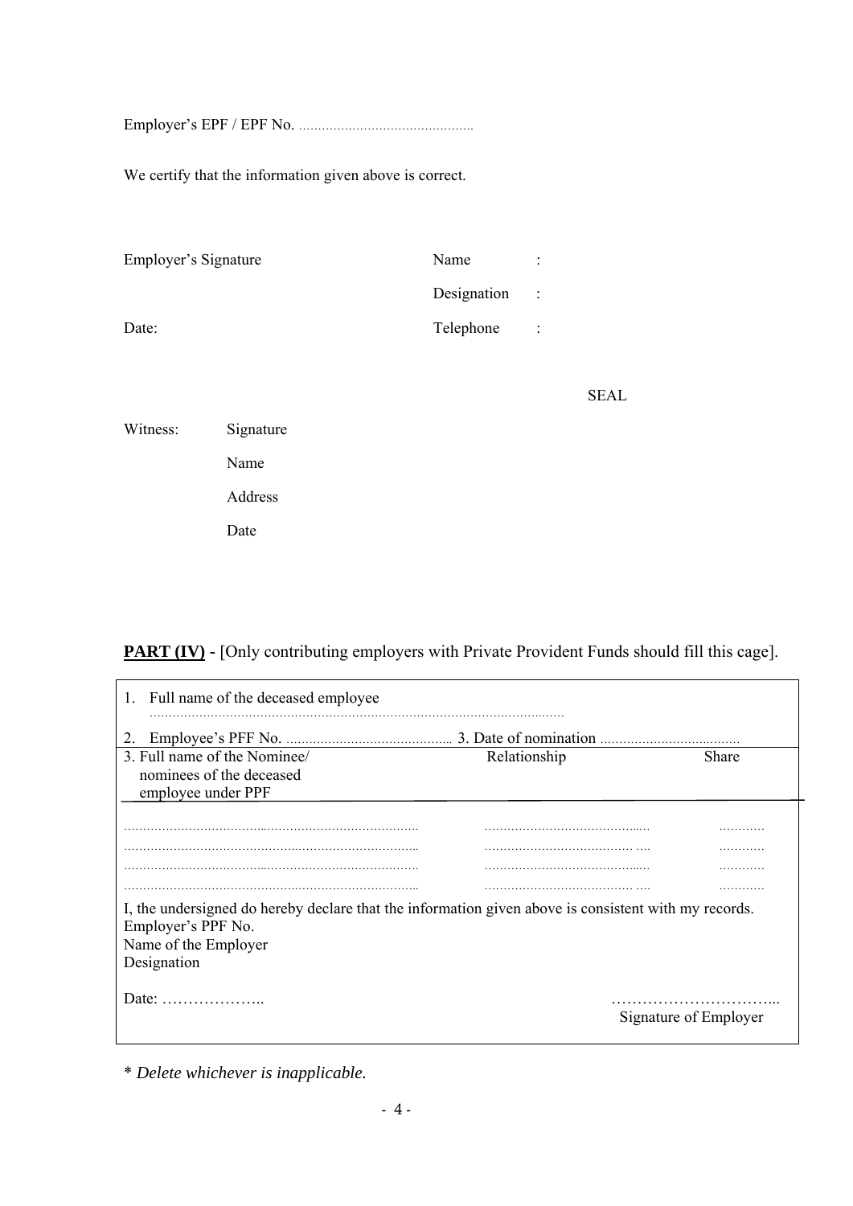Employer's EPF / EPF No. .............................................

We certify that the information given above is correct.

| | | |
|---|---|---|
| Employer's Signature | Name | : |
| | Designation | : |
| Date: | Telephone | : |

SEAL

| | |
|---|---|
| Witness: | Signature |
| | Name |
| | Address |
| | Date |

**PART (IV)** - [Only contributing employers with Private Provident Funds should fill this cage].

1. Full name of the deceased employee ..........................................................................................................

2. Employee's PFF No. ........................................... 3. Date of nomination ....................................

| 3. Full name of the Nominee/ nominees of the deceased employee under PPF | Relationship | Share |
|---|---|---|
| ........................................................................... | .......................................... | ............ |
| ........................................................................... | .......................................... | ............ |
| ........................................................................... | .......................................... | ............ |
| ........................................................................... | .......................................... | ............ |

I, the undersigned do hereby declare that the information given above is consistent with my records.
Employer's PPF No.
Name of the Employer
Designation

Date: ………………..

…………………………...
Signature of Employer

* *Delete whichever is inapplicable.*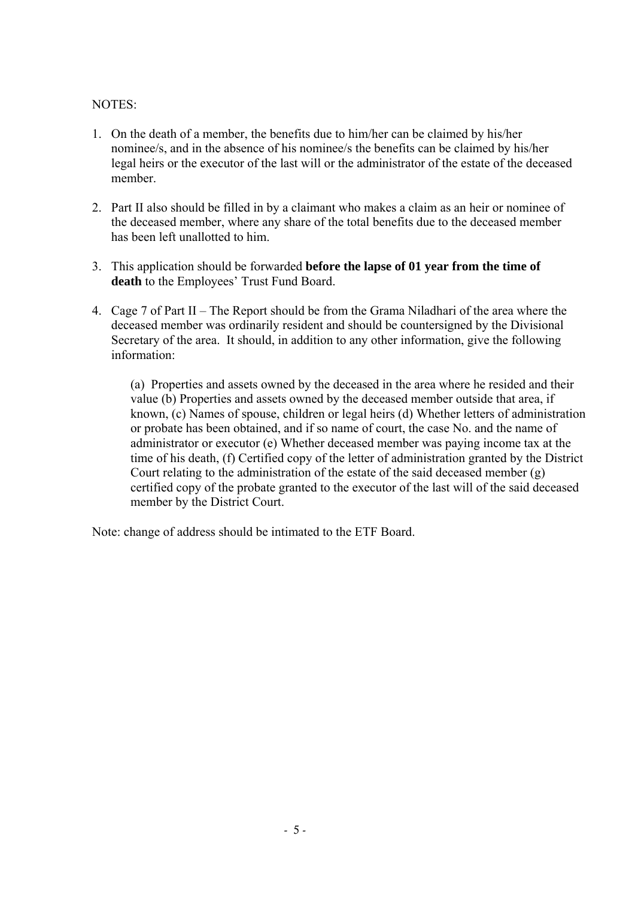NOTES:

1. On the death of a member, the benefits due to him/her can be claimed by his/her nominee/s, and in the absence of his nominee/s the benefits can be claimed by his/her legal heirs or the executor of the last will or the administrator of the estate of the deceased member.

2. Part II also should be filled in by a claimant who makes a claim as an heir or nominee of the deceased member, where any share of the total benefits due to the deceased member has been left unallotted to him.

3. This application should be forwarded **before the lapse of 01 year from the time of death** to the Employees' Trust Fund Board.

4. Cage 7 of Part II – The Report should be from the Grama Niladhari of the area where the deceased member was ordinarily resident and should be countersigned by the Divisional Secretary of the area. It should, in addition to any other information, give the following information:

    (a) Properties and assets owned by the deceased in the area where he resided and their value (b) Properties and assets owned by the deceased member outside that area, if known, (c) Names of spouse, children or legal heirs (d) Whether letters of administration or probate has been obtained, and if so name of court, the case No. and the name of administrator or executor (e) Whether deceased member was paying income tax at the time of his death, (f) Certified copy of the letter of administration granted by the District Court relating to the administration of the estate of the said deceased member (g) certified copy of the probate granted to the executor of the last will of the said deceased member by the District Court.

Note: change of address should be intimated to the ETF Board.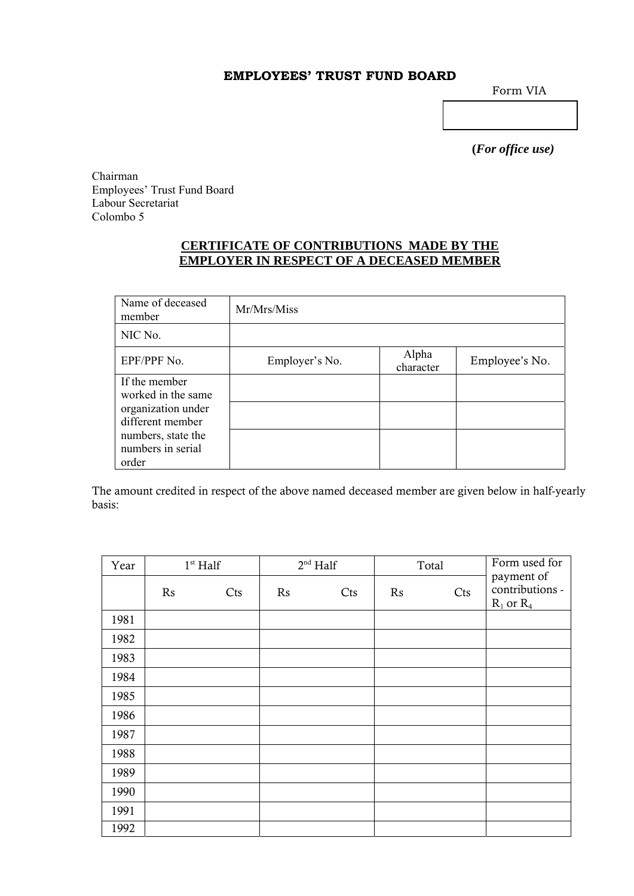**EMPLOYEES' TRUST FUND BOARD**

Form VIA

| |
|---|
| |

***(For office use)***

Chairman
Employees' Trust Fund Board
Labour Secretariat
Colombo 5

## CERTIFICATE OF CONTRIBUTIONS MADE BY THE EMPLOYER IN RESPECT OF A DECEASED MEMBER

| Name of deceased member | Mr/Mrs/Miss | | |
|---|---|---|---|
| NIC No. | | | |
| EPF/PPF No. | Employer's No. | Alpha character | Employee's No. |
| If the member worked in the same organization under different member numbers, state the numbers in serial order | | | |
| | | | |
| | | | |

The amount credited in respect of the above named deceased member are given below in half-yearly basis:

| Year | 1st Half | | 2nd Half | | Total | | Form used for payment of contributions - $R_1$ or $R_4$ |
|---|---|---|---|---|---|---|---|
| | Rs | Cts | Rs | Cts | Rs | Cts | |
| 1981 | | | | | | | |
| 1982 | | | | | | | |
| 1983 | | | | | | | |
| 1984 | | | | | | | |
| 1985 | | | | | | | |
| 1986 | | | | | | | |
| 1987 | | | | | | | |
| 1988 | | | | | | | |
| 1989 | | | | | | | |
| 1990 | | | | | | | |
| 1991 | | | | | | | |
| 1992 | | | | | | | |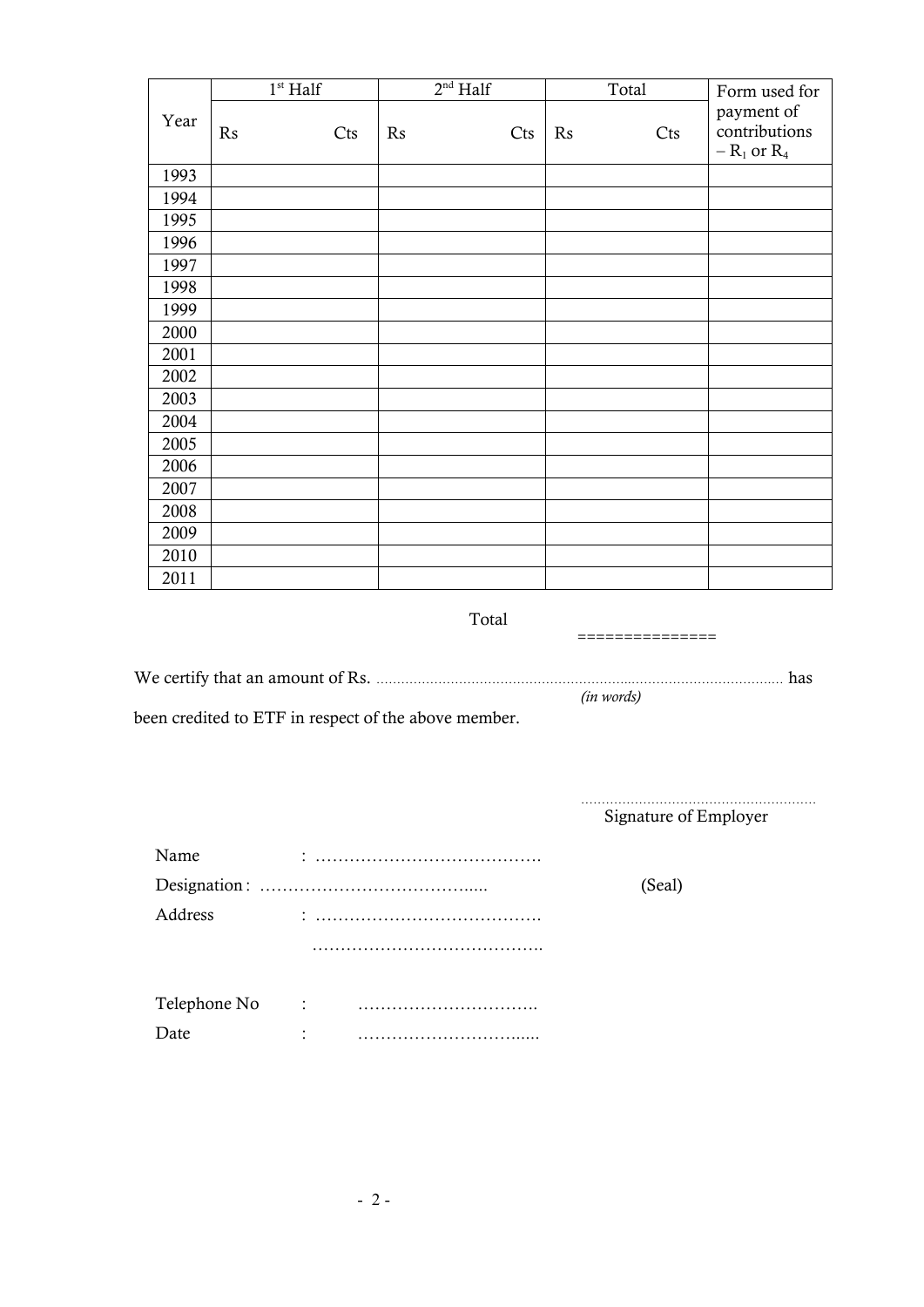| Year | 1st Half | | 2nd Half | | Total | | Form used for payment of contributions – $R_1$ or $R_4$ |
|---|---|---|---|---|---|---|---|
| | Rs | Cts | Rs | Cts | Rs | Cts | |
| 1993 | | | | | | | |
| 1994 | | | | | | | |
| 1995 | | | | | | | |
| 1996 | | | | | | | |
| 1997 | | | | | | | |
| 1998 | | | | | | | |
| 1999 | | | | | | | |
| 2000 | | | | | | | |
| 2001 | | | | | | | |
| 2002 | | | | | | | |
| 2003 | | | | | | | |
| 2004 | | | | | | | |
| 2005 | | | | | | | |
| 2006 | | | | | | | |
| 2007 | | | | | | | |
| 2008 | | | | | | | |
| 2009 | | | | | | | |
| 2010 | | | | | | | |
| 2011 | | | | | | | |

Total

==============

We certify that an amount of Rs. ............................................................................................................ has
*(in words)*
been credited to ETF in respect of the above member.

........................................................
Signature of Employer

Name : ………………………………….

Designation : ………………………………....

Address : ………………………………….
………………………………….

(Seal)

Telephone No : …………………………..

Date : ………………………….....